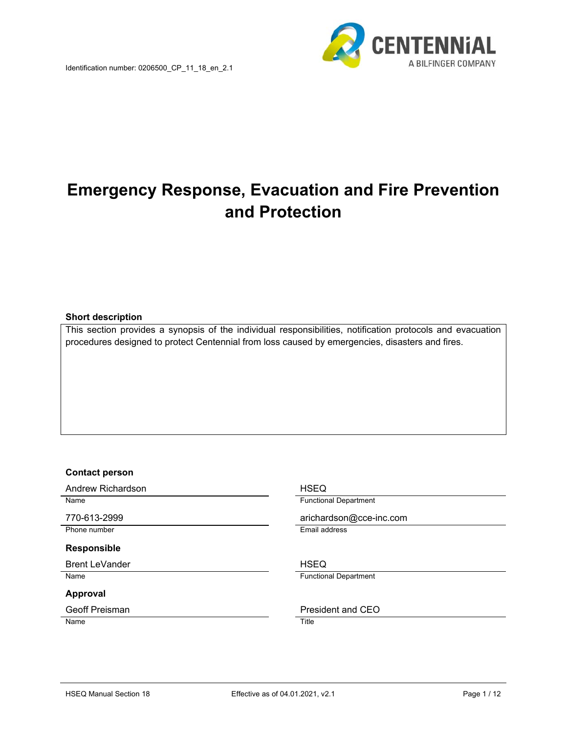Identification number: 0206500_CP_11_18_en_2.1

# Emergency Response, Evacuation and Fire Prevention and Protection

**Short description**

This section provides a synopsis of the individual responsibilities, notification protocols and evacuation procedures designed to protect Centennial from loss caused by emergencies, disasters and fires.

**Contact person**

| | |
|---|---|
| Andrew Richardson | HSEQ |
| Name | Functional Department |
| 770-613-2999 | arichardson@cce-inc.com |
| Phone number | Email address |

**Responsible**

| | |
|---|---|
| Brent LeVander | HSEQ |
| Name | Functional Department |

**Approval**

| | |
|---|---|
| Geoff Preisman | President and CEO |
| Name | Title |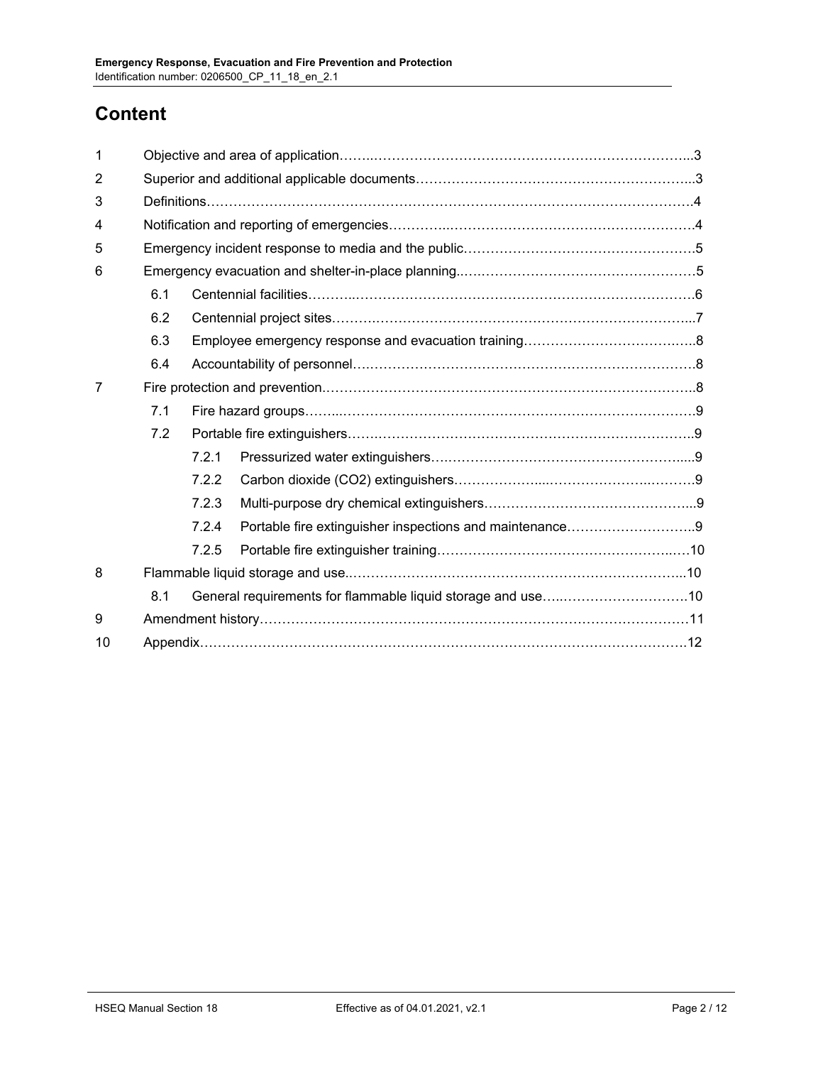# Content

| | | |
|---|---|---|
| 1 | Objective and area of application | 3 |
| 2 | Superior and additional applicable documents | 3 |
| 3 | Definitions | 4 |
| 4 | Notification and reporting of emergencies | 4 |
| 5 | Emergency incident response to media and the public | 5 |
| 6 | Emergency evacuation and shelter-in-place planning | 5 |
| 6.1 | Centennial facilities | 6 |
| 6.2 | Centennial project sites | 7 |
| 6.3 | Employee emergency response and evacuation training | 8 |
| 6.4 | Accountability of personnel | 8 |
| 7 | Fire protection and prevention | 8 |
| 7.1 | Fire hazard groups | 9 |
| 7.2 | Portable fire extinguishers | 9 |
| 7.2.1 | Pressurized water extinguishers | 9 |
| 7.2.2 | Carbon dioxide (CO2) extinguishers | 9 |
| 7.2.3 | Multi-purpose dry chemical extinguishers | 9 |
| 7.2.4 | Portable fire extinguisher inspections and maintenance | 9 |
| 7.2.5 | Portable fire extinguisher training | 10 |
| 8 | Flammable liquid storage and use | 10 |
| 8.1 | General requirements for flammable liquid storage and use | 10 |
| 9 | Amendment history | 11 |
| 10 | Appendix | 12 |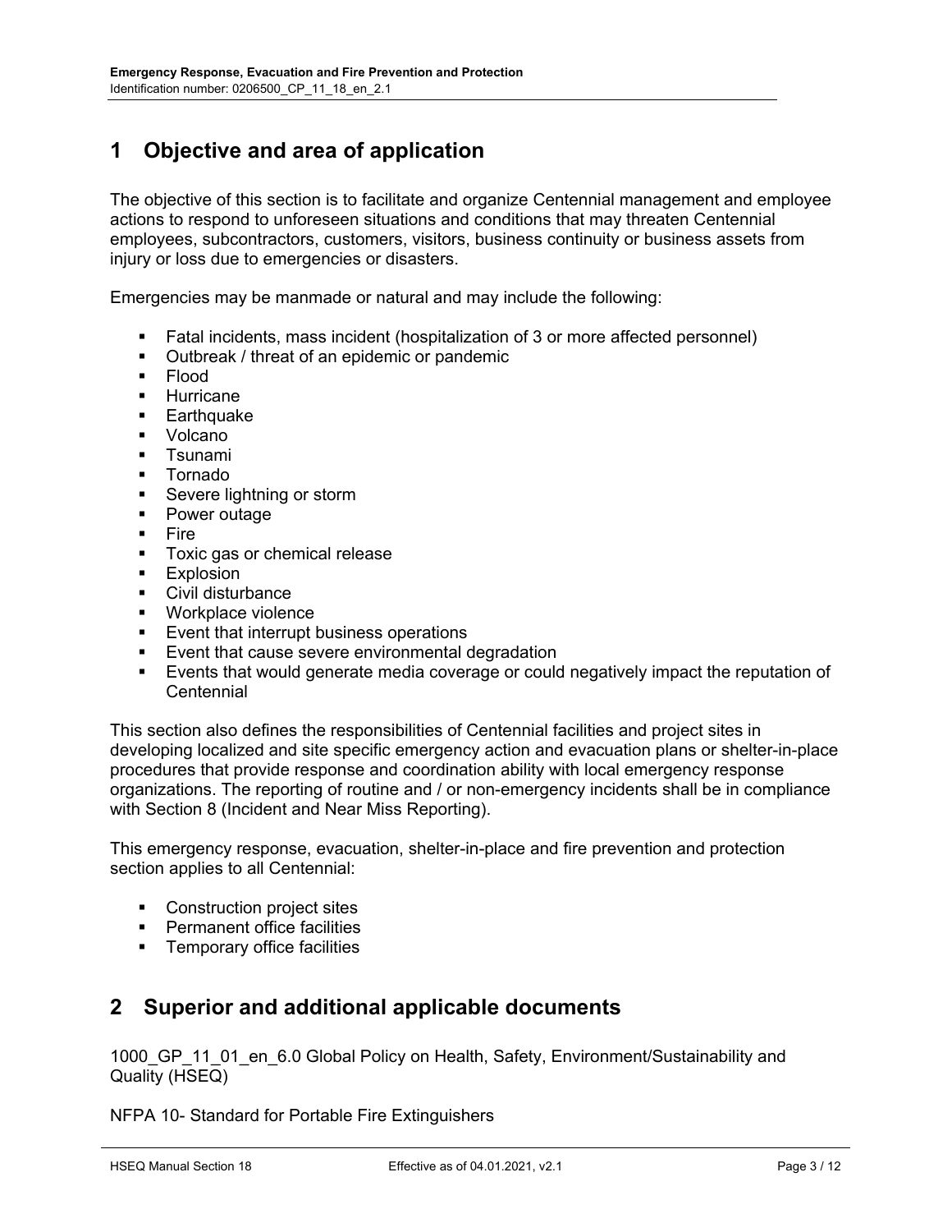# 1 Objective and area of application

The objective of this section is to facilitate and organize Centennial management and employee actions to respond to unforeseen situations and conditions that may threaten Centennial employees, subcontractors, customers, visitors, business continuity or business assets from injury or loss due to emergencies or disasters.

Emergencies may be manmade or natural and may include the following:

- Fatal incidents, mass incident (hospitalization of 3 or more affected personnel)
- Outbreak / threat of an epidemic or pandemic
- Flood
- Hurricane
- Earthquake
- Volcano
- Tsunami
- Tornado
- Severe lightning or storm
- Power outage
- Fire
- Toxic gas or chemical release
- Explosion
- Civil disturbance
- Workplace violence
- Event that interrupt business operations
- Event that cause severe environmental degradation
- Events that would generate media coverage or could negatively impact the reputation of Centennial

This section also defines the responsibilities of Centennial facilities and project sites in developing localized and site specific emergency action and evacuation plans or shelter-in-place procedures that provide response and coordination ability with local emergency response organizations. The reporting of routine and / or non-emergency incidents shall be in compliance with Section 8 (Incident and Near Miss Reporting).

This emergency response, evacuation, shelter-in-place and fire prevention and protection section applies to all Centennial:

- Construction project sites
- Permanent office facilities
- Temporary office facilities

# 2 Superior and additional applicable documents

1000_GP_11_01_en_6.0 Global Policy on Health, Safety, Environment/Sustainability and Quality (HSEQ)

NFPA 10- Standard for Portable Fire Extinguishers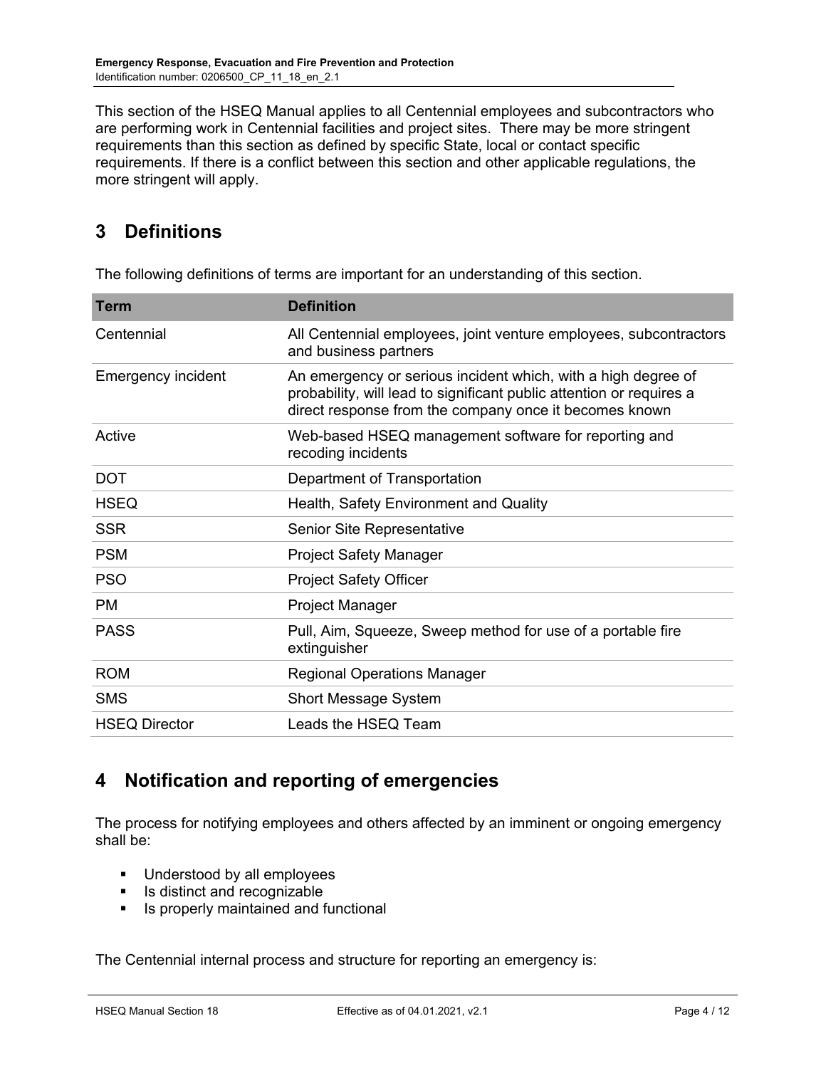This section of the HSEQ Manual applies to all Centennial employees and subcontractors who are performing work in Centennial facilities and project sites. There may be more stringent requirements than this section as defined by specific State, local or contact specific requirements. If there is a conflict between this section and other applicable regulations, the more stringent will apply.

# 3 Definitions

The following definitions of terms are important for an understanding of this section.

| Term | Definition |
|---|---|
| Centennial | All Centennial employees, joint venture employees, subcontractors and business partners |
| Emergency incident | An emergency or serious incident which, with a high degree of probability, will lead to significant public attention or requires a direct response from the company once it becomes known |
| Active | Web-based HSEQ management software for reporting and recoding incidents |
| DOT | Department of Transportation |
| HSEQ | Health, Safety Environment and Quality |
| SSR | Senior Site Representative |
| PSM | Project Safety Manager |
| PSO | Project Safety Officer |
| PM | Project Manager |
| PASS | Pull, Aim, Squeeze, Sweep method for use of a portable fire extinguisher |
| ROM | Regional Operations Manager |
| SMS | Short Message System |
| HSEQ Director | Leads the HSEQ Team |

# 4 Notification and reporting of emergencies

The process for notifying employees and others affected by an imminent or ongoing emergency shall be:

- Understood by all employees
- Is distinct and recognizable
- Is properly maintained and functional

The Centennial internal process and structure for reporting an emergency is: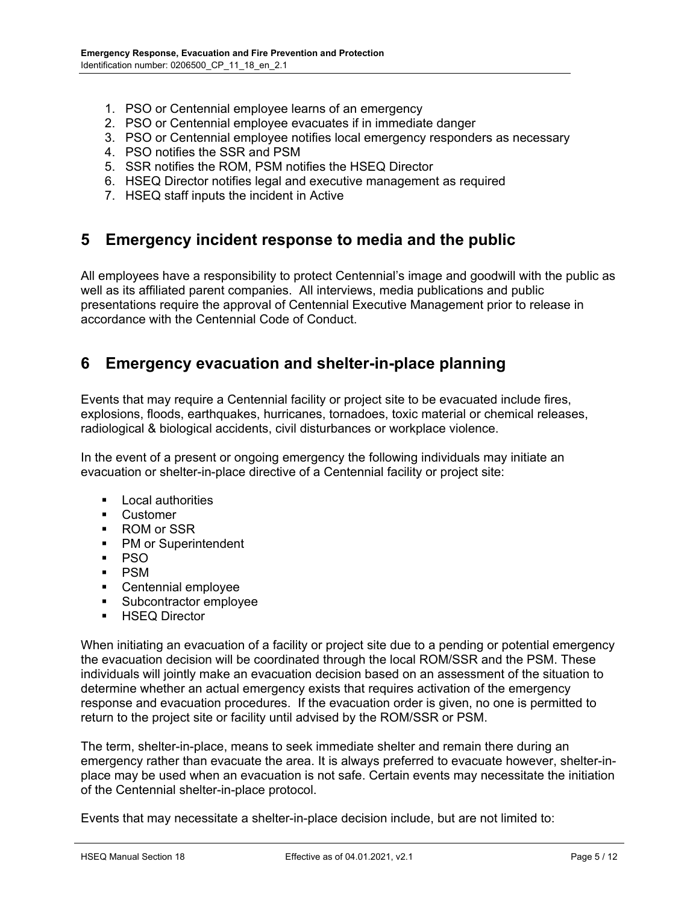1. PSO or Centennial employee learns of an emergency
2. PSO or Centennial employee evacuates if in immediate danger
3. PSO or Centennial employee notifies local emergency responders as necessary
4. PSO notifies the SSR and PSM
5. SSR notifies the ROM, PSM notifies the HSEQ Director
6. HSEQ Director notifies legal and executive management as required
7. HSEQ staff inputs the incident in Active

## 5 Emergency incident response to media and the public

All employees have a responsibility to protect Centennial's image and goodwill with the public as well as its affiliated parent companies. All interviews, media publications and public presentations require the approval of Centennial Executive Management prior to release in accordance with the Centennial Code of Conduct.

## 6 Emergency evacuation and shelter-in-place planning

Events that may require a Centennial facility or project site to be evacuated include fires, explosions, floods, earthquakes, hurricanes, tornadoes, toxic material or chemical releases, radiological & biological accidents, civil disturbances or workplace violence.

In the event of a present or ongoing emergency the following individuals may initiate an evacuation or shelter-in-place directive of a Centennial facility or project site:

- Local authorities
- Customer
- ROM or SSR
- PM or Superintendent
- PSO
- PSM
- Centennial employee
- Subcontractor employee
- HSEQ Director

When initiating an evacuation of a facility or project site due to a pending or potential emergency the evacuation decision will be coordinated through the local ROM/SSR and the PSM. These individuals will jointly make an evacuation decision based on an assessment of the situation to determine whether an actual emergency exists that requires activation of the emergency response and evacuation procedures. If the evacuation order is given, no one is permitted to return to the project site or facility until advised by the ROM/SSR or PSM.

The term, shelter-in-place, means to seek immediate shelter and remain there during an emergency rather than evacuate the area. It is always preferred to evacuate however, shelter-in-place may be used when an evacuation is not safe. Certain events may necessitate the initiation of the Centennial shelter-in-place protocol.

Events that may necessitate a shelter-in-place decision include, but are not limited to: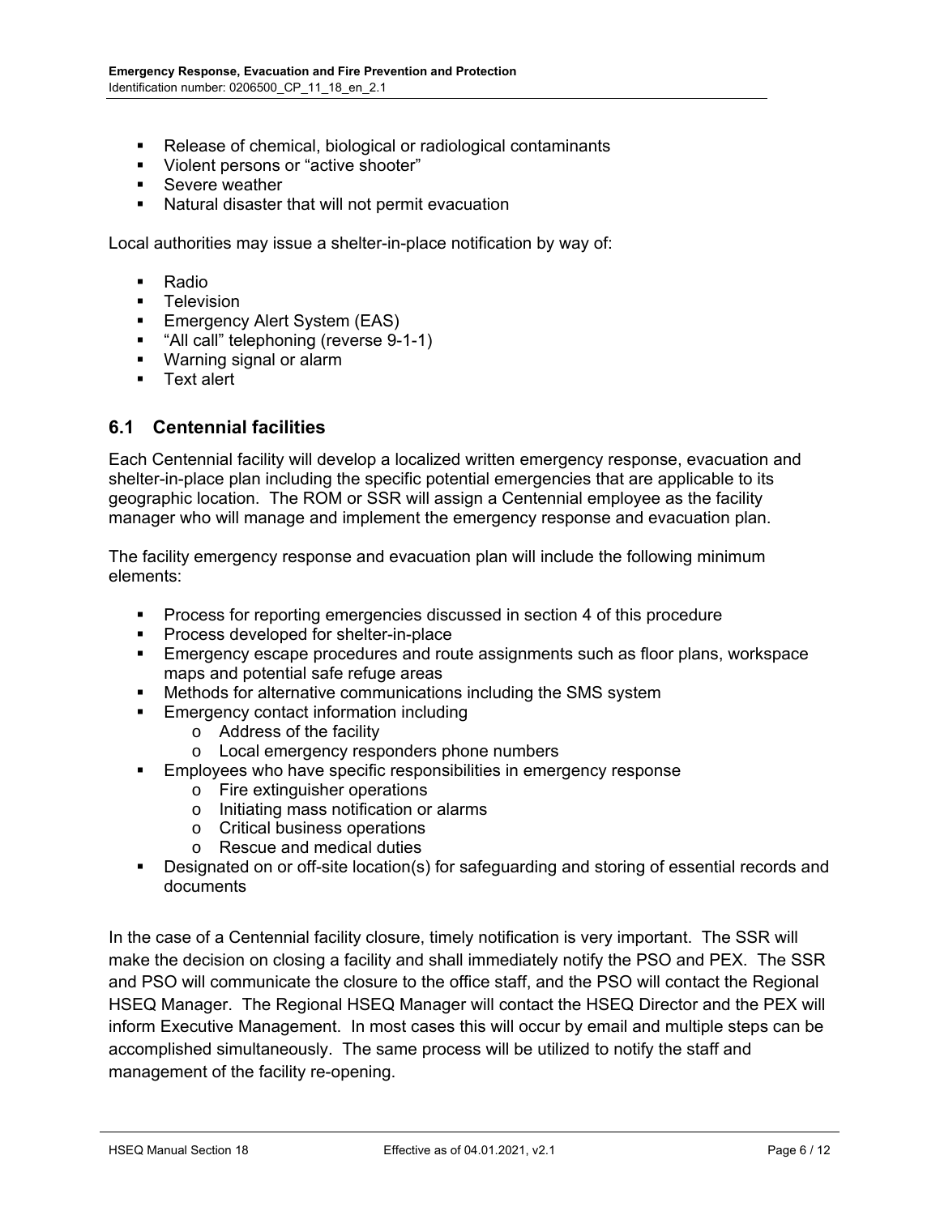- Release of chemical, biological or radiological contaminants
- Violent persons or "active shooter"
- Severe weather
- Natural disaster that will not permit evacuation

Local authorities may issue a shelter-in-place notification by way of:

- Radio
- Television
- Emergency Alert System (EAS)
- "All call" telephoning (reverse 9-1-1)
- Warning signal or alarm
- Text alert

## 6.1 Centennial facilities

Each Centennial facility will develop a localized written emergency response, evacuation and shelter-in-place plan including the specific potential emergencies that are applicable to its geographic location. The ROM or SSR will assign a Centennial employee as the facility manager who will manage and implement the emergency response and evacuation plan.

The facility emergency response and evacuation plan will include the following minimum elements:

- Process for reporting emergencies discussed in section 4 of this procedure
- Process developed for shelter-in-place
- Emergency escape procedures and route assignments such as floor plans, workspace maps and potential safe refuge areas
- Methods for alternative communications including the SMS system
- Emergency contact information including
  - Address of the facility
  - Local emergency responders phone numbers
- Employees who have specific responsibilities in emergency response
  - Fire extinguisher operations
  - Initiating mass notification or alarms
  - Critical business operations
  - Rescue and medical duties
- Designated on or off-site location(s) for safeguarding and storing of essential records and documents

In the case of a Centennial facility closure, timely notification is very important. The SSR will make the decision on closing a facility and shall immediately notify the PSO and PEX. The SSR and PSO will communicate the closure to the office staff, and the PSO will contact the Regional HSEQ Manager. The Regional HSEQ Manager will contact the HSEQ Director and the PEX will inform Executive Management. In most cases this will occur by email and multiple steps can be accomplished simultaneously. The same process will be utilized to notify the staff and management of the facility re-opening.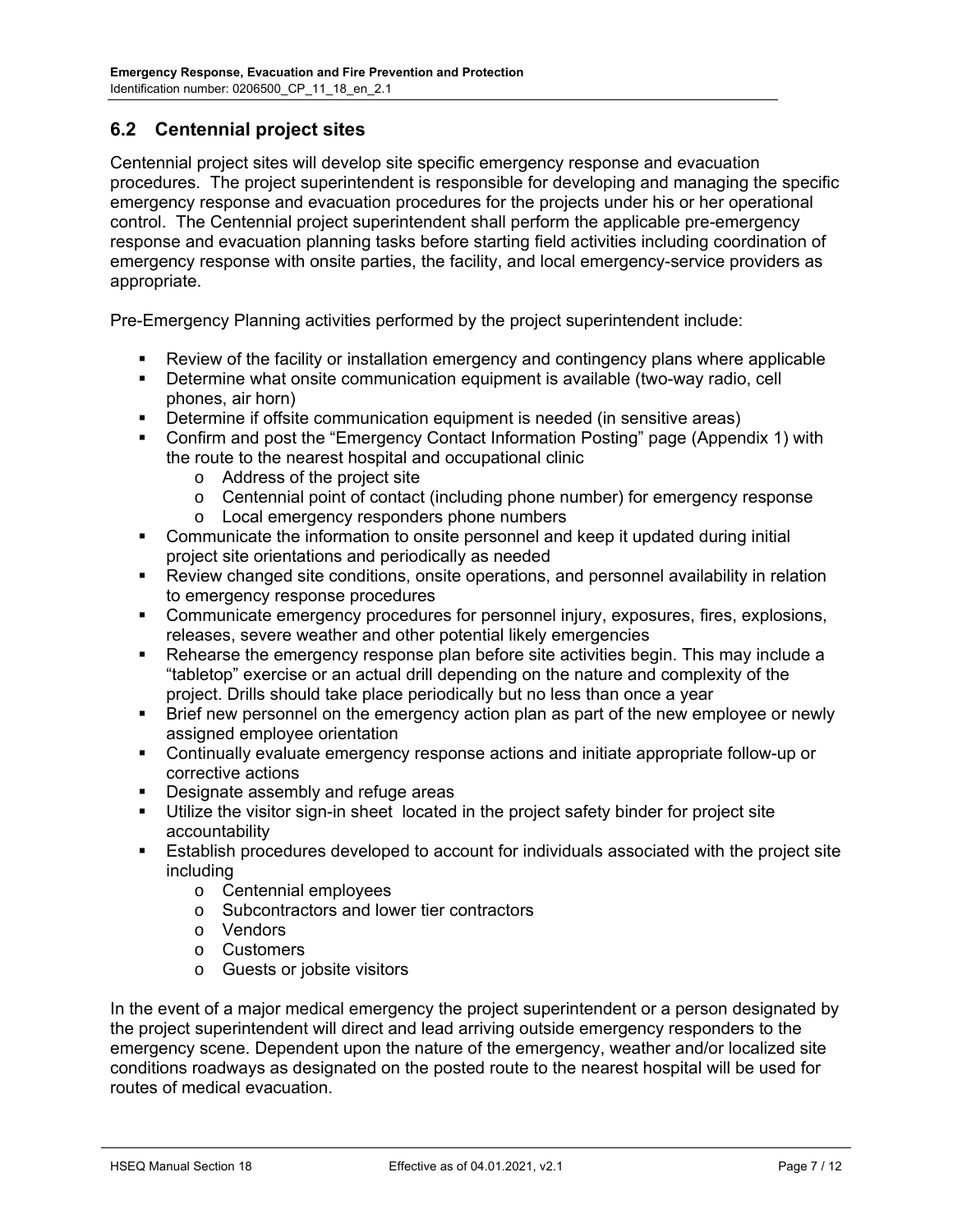## 6.2 Centennial project sites

Centennial project sites will develop site specific emergency response and evacuation procedures. The project superintendent is responsible for developing and managing the specific emergency response and evacuation procedures for the projects under his or her operational control. The Centennial project superintendent shall perform the applicable pre-emergency response and evacuation planning tasks before starting field activities including coordination of emergency response with onsite parties, the facility, and local emergency-service providers as appropriate.

Pre-Emergency Planning activities performed by the project superintendent include:

- Review of the facility or installation emergency and contingency plans where applicable
- Determine what onsite communication equipment is available (two-way radio, cell phones, air horn)
- Determine if offsite communication equipment is needed (in sensitive areas)
- Confirm and post the "Emergency Contact Information Posting" page (Appendix 1) with the route to the nearest hospital and occupational clinic
  - Address of the project site
  - Centennial point of contact (including phone number) for emergency response
  - Local emergency responders phone numbers
- Communicate the information to onsite personnel and keep it updated during initial project site orientations and periodically as needed
- Review changed site conditions, onsite operations, and personnel availability in relation to emergency response procedures
- Communicate emergency procedures for personnel injury, exposures, fires, explosions, releases, severe weather and other potential likely emergencies
- Rehearse the emergency response plan before site activities begin. This may include a "tabletop" exercise or an actual drill depending on the nature and complexity of the project. Drills should take place periodically but no less than once a year
- Brief new personnel on the emergency action plan as part of the new employee or newly assigned employee orientation
- Continually evaluate emergency response actions and initiate appropriate follow-up or corrective actions
- Designate assembly and refuge areas
- Utilize the visitor sign-in sheet located in the project safety binder for project site accountability
- Establish procedures developed to account for individuals associated with the project site including
  - Centennial employees
  - Subcontractors and lower tier contractors
  - Vendors
  - Customers
  - Guests or jobsite visitors

In the event of a major medical emergency the project superintendent or a person designated by the project superintendent will direct and lead arriving outside emergency responders to the emergency scene. Dependent upon the nature of the emergency, weather and/or localized site conditions roadways as designated on the posted route to the nearest hospital will be used for routes of medical evacuation.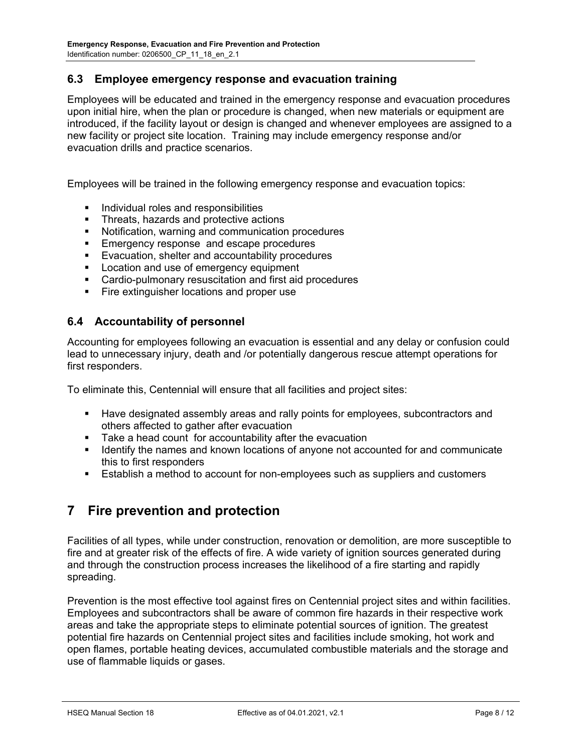### 6.3 Employee emergency response and evacuation training

Employees will be educated and trained in the emergency response and evacuation procedures upon initial hire, when the plan or procedure is changed, when new materials or equipment are introduced, if the facility layout or design is changed and whenever employees are assigned to a new facility or project site location. Training may include emergency response and/or evacuation drills and practice scenarios.

Employees will be trained in the following emergency response and evacuation topics:

- Individual roles and responsibilities
- Threats, hazards and protective actions
- Notification, warning and communication procedures
- Emergency response and escape procedures
- Evacuation, shelter and accountability procedures
- Location and use of emergency equipment
- Cardio-pulmonary resuscitation and first aid procedures
- Fire extinguisher locations and proper use

### 6.4 Accountability of personnel

Accounting for employees following an evacuation is essential and any delay or confusion could lead to unnecessary injury, death and /or potentially dangerous rescue attempt operations for first responders.

To eliminate this, Centennial will ensure that all facilities and project sites:

- Have designated assembly areas and rally points for employees, subcontractors and others affected to gather after evacuation
- Take a head count for accountability after the evacuation
- Identify the names and known locations of anyone not accounted for and communicate this to first responders
- Establish a method to account for non-employees such as suppliers and customers

## 7 Fire prevention and protection

Facilities of all types, while under construction, renovation or demolition, are more susceptible to fire and at greater risk of the effects of fire. A wide variety of ignition sources generated during and through the construction process increases the likelihood of a fire starting and rapidly spreading.

Prevention is the most effective tool against fires on Centennial project sites and within facilities. Employees and subcontractors shall be aware of common fire hazards in their respective work areas and take the appropriate steps to eliminate potential sources of ignition. The greatest potential fire hazards on Centennial project sites and facilities include smoking, hot work and open flames, portable heating devices, accumulated combustible materials and the storage and use of flammable liquids or gases.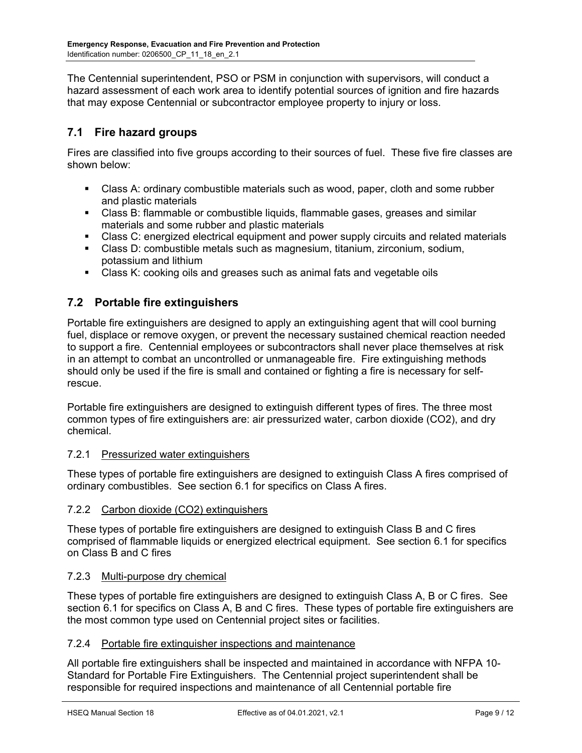The Centennial superintendent, PSO or PSM in conjunction with supervisors, will conduct a hazard assessment of each work area to identify potential sources of ignition and fire hazards that may expose Centennial or subcontractor employee property to injury or loss.

## 7.1 Fire hazard groups

Fires are classified into five groups according to their sources of fuel. These five fire classes are shown below:

- Class A: ordinary combustible materials such as wood, paper, cloth and some rubber and plastic materials
- Class B: flammable or combustible liquids, flammable gases, greases and similar materials and some rubber and plastic materials
- Class C: energized electrical equipment and power supply circuits and related materials
- Class D: combustible metals such as magnesium, titanium, zirconium, sodium, potassium and lithium
- Class K: cooking oils and greases such as animal fats and vegetable oils

## 7.2 Portable fire extinguishers

Portable fire extinguishers are designed to apply an extinguishing agent that will cool burning fuel, displace or remove oxygen, or prevent the necessary sustained chemical reaction needed to support a fire. Centennial employees or subcontractors shall never place themselves at risk in an attempt to combat an uncontrolled or unmanageable fire. Fire extinguishing methods should only be used if the fire is small and contained or fighting a fire is necessary for self-rescue.

Portable fire extinguishers are designed to extinguish different types of fires. The three most common types of fire extinguishers are: air pressurized water, carbon dioxide ($CO_2$), and dry chemical.

### 7.2.1 Pressurized water extinguishers

These types of portable fire extinguishers are designed to extinguish Class A fires comprised of ordinary combustibles. See section 6.1 for specifics on Class A fires.

### 7.2.2 Carbon dioxide ($CO_2$) extinguishers

These types of portable fire extinguishers are designed to extinguish Class B and C fires comprised of flammable liquids or energized electrical equipment. See section 6.1 for specifics on Class B and C fires

### 7.2.3 Multi-purpose dry chemical

These types of portable fire extinguishers are designed to extinguish Class A, B or C fires. See section 6.1 for specifics on Class A, B and C fires. These types of portable fire extinguishers are the most common type used on Centennial project sites or facilities.

### 7.2.4 Portable fire extinguisher inspections and maintenance

All portable fire extinguishers shall be inspected and maintained in accordance with NFPA 10-Standard for Portable Fire Extinguishers. The Centennial project superintendent shall be responsible for required inspections and maintenance of all Centennial portable fire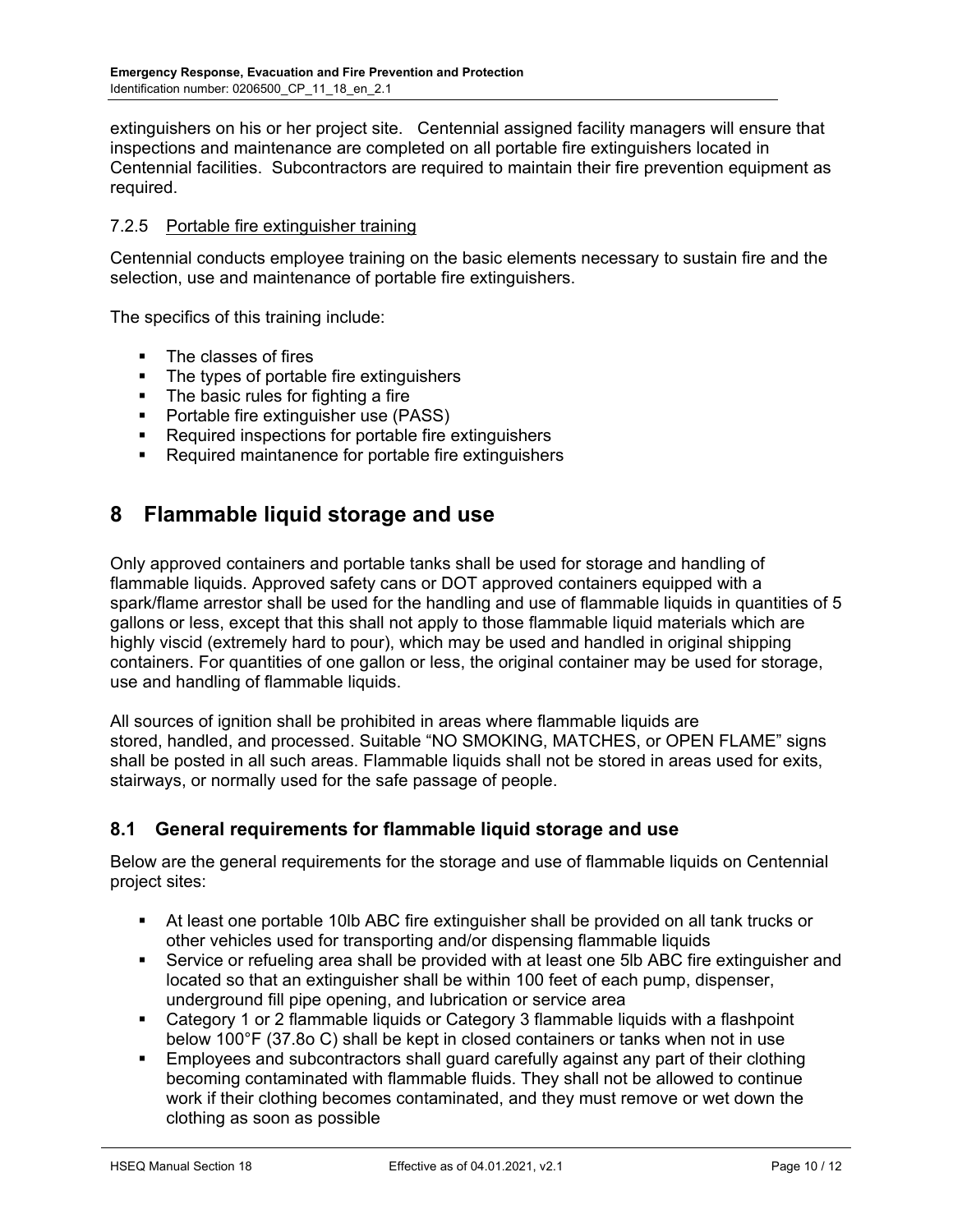extinguishers on his or her project site.   Centennial assigned facility managers will ensure that inspections and maintenance are completed on all portable fire extinguishers located in Centennial facilities.  Subcontractors are required to maintain their fire prevention equipment as required.

#### 7.2.5 Portable fire extinguisher training

Centennial conducts employee training on the basic elements necessary to sustain fire and the selection, use and maintenance of portable fire extinguishers.

The specifics of this training include:

- The classes of fires
- The types of portable fire extinguishers
- The basic rules for fighting a fire
- Portable fire extinguisher use (PASS)
- Required inspections for portable fire extinguishers
- Required maintanence for portable fire extinguishers

# 8 Flammable liquid storage and use

Only approved containers and portable tanks shall be used for storage and handling of flammable liquids. Approved safety cans or DOT approved containers equipped with a spark/flame arrestor shall be used for the handling and use of flammable liquids in quantities of 5 gallons or less, except that this shall not apply to those flammable liquid materials which are highly viscid (extremely hard to pour), which may be used and handled in original shipping containers. For quantities of one gallon or less, the original container may be used for storage, use and handling of flammable liquids.

All sources of ignition shall be prohibited in areas where flammable liquids are stored, handled, and processed. Suitable “NO SMOKING, MATCHES, or OPEN FLAME” signs shall be posted in all such areas. Flammable liquids shall not be stored in areas used for exits, stairways, or normally used for the safe passage of people.

## 8.1 General requirements for flammable liquid storage and use

Below are the general requirements for the storage and use of flammable liquids on Centennial project sites:

- At least one portable 10lb ABC fire extinguisher shall be provided on all tank trucks or other vehicles used for transporting and/or dispensing flammable liquids
- Service or refueling area shall be provided with at least one 5lb ABC fire extinguisher and located so that an extinguisher shall be within 100 feet of each pump, dispenser, underground fill pipe opening, and lubrication or service area
- Category 1 or 2 flammable liquids or Category 3 flammable liquids with a flashpoint below 100°F (37.8o C) shall be kept in closed containers or tanks when not in use
- Employees and subcontractors shall guard carefully against any part of their clothing becoming contaminated with flammable fluids. They shall not be allowed to continue work if their clothing becomes contaminated, and they must remove or wet down the clothing as soon as possible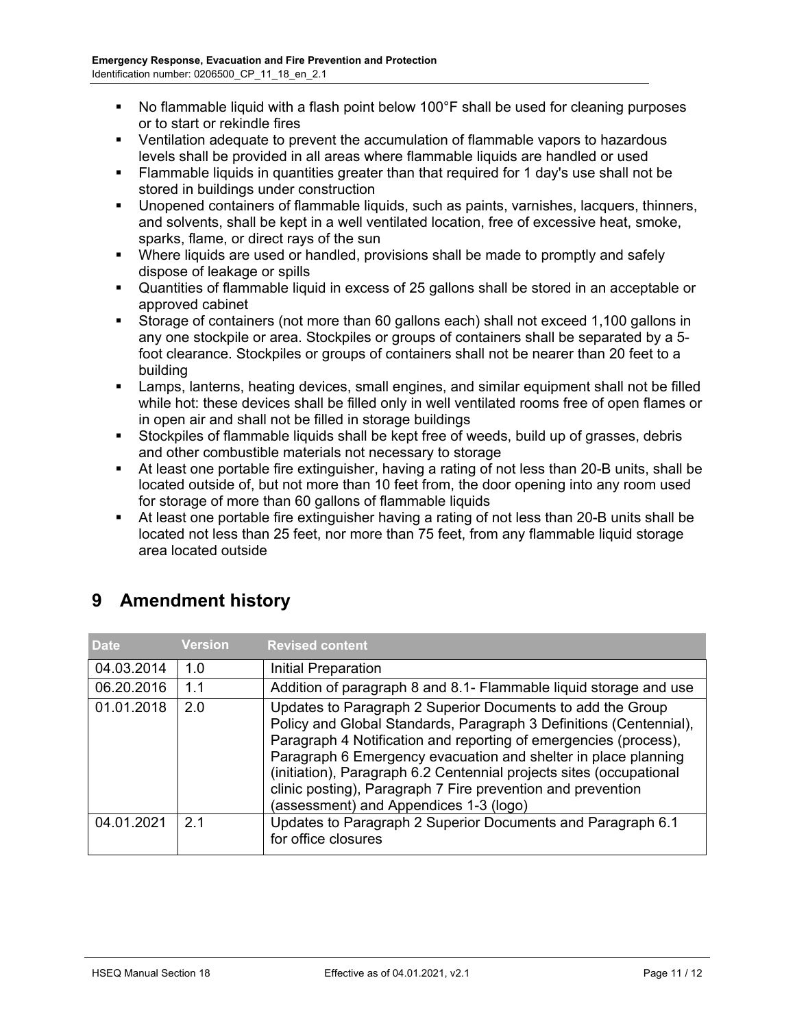- No flammable liquid with a flash point below 100°F shall be used for cleaning purposes or to start or rekindle fires
- Ventilation adequate to prevent the accumulation of flammable vapors to hazardous levels shall be provided in all areas where flammable liquids are handled or used
- Flammable liquids in quantities greater than that required for 1 day's use shall not be stored in buildings under construction
- Unopened containers of flammable liquids, such as paints, varnishes, lacquers, thinners, and solvents, shall be kept in a well ventilated location, free of excessive heat, smoke, sparks, flame, or direct rays of the sun
- Where liquids are used or handled, provisions shall be made to promptly and safely dispose of leakage or spills
- Quantities of flammable liquid in excess of 25 gallons shall be stored in an acceptable or approved cabinet
- Storage of containers (not more than 60 gallons each) shall not exceed 1,100 gallons in any one stockpile or area. Stockpiles or groups of containers shall be separated by a 5-foot clearance. Stockpiles or groups of containers shall not be nearer than 20 feet to a building
- Lamps, lanterns, heating devices, small engines, and similar equipment shall not be filled while hot: these devices shall be filled only in well ventilated rooms free of open flames or in open air and shall not be filled in storage buildings
- Stockpiles of flammable liquids shall be kept free of weeds, build up of grasses, debris and other combustible materials not necessary to storage
- At least one portable fire extinguisher, having a rating of not less than 20-B units, shall be located outside of, but not more than 10 feet from, the door opening into any room used for storage of more than 60 gallons of flammable liquids
- At least one portable fire extinguisher having a rating of not less than 20-B units shall be located not less than 25 feet, nor more than 75 feet, from any flammable liquid storage area located outside

# 9 Amendment history

| Date | Version | Revised content |
|---|---|---|
| 04.03.2014 | 1.0 | Initial Preparation |
| 06.20.2016 | 1.1 | Addition of paragraph 8 and 8.1- Flammable liquid storage and use |
| 01.01.2018 | 2.0 | Updates to Paragraph 2 Superior Documents to add the Group Policy and Global Standards, Paragraph 3 Definitions (Centennial), Paragraph 4 Notification and reporting of emergencies (process), Paragraph 6 Emergency evacuation and shelter in place planning (initiation), Paragraph 6.2 Centennial projects sites (occupational clinic posting), Paragraph 7 Fire prevention and prevention (assessment) and Appendices 1-3 (logo) |
| 04.01.2021 | 2.1 | Updates to Paragraph 2 Superior Documents and Paragraph 6.1 for office closures |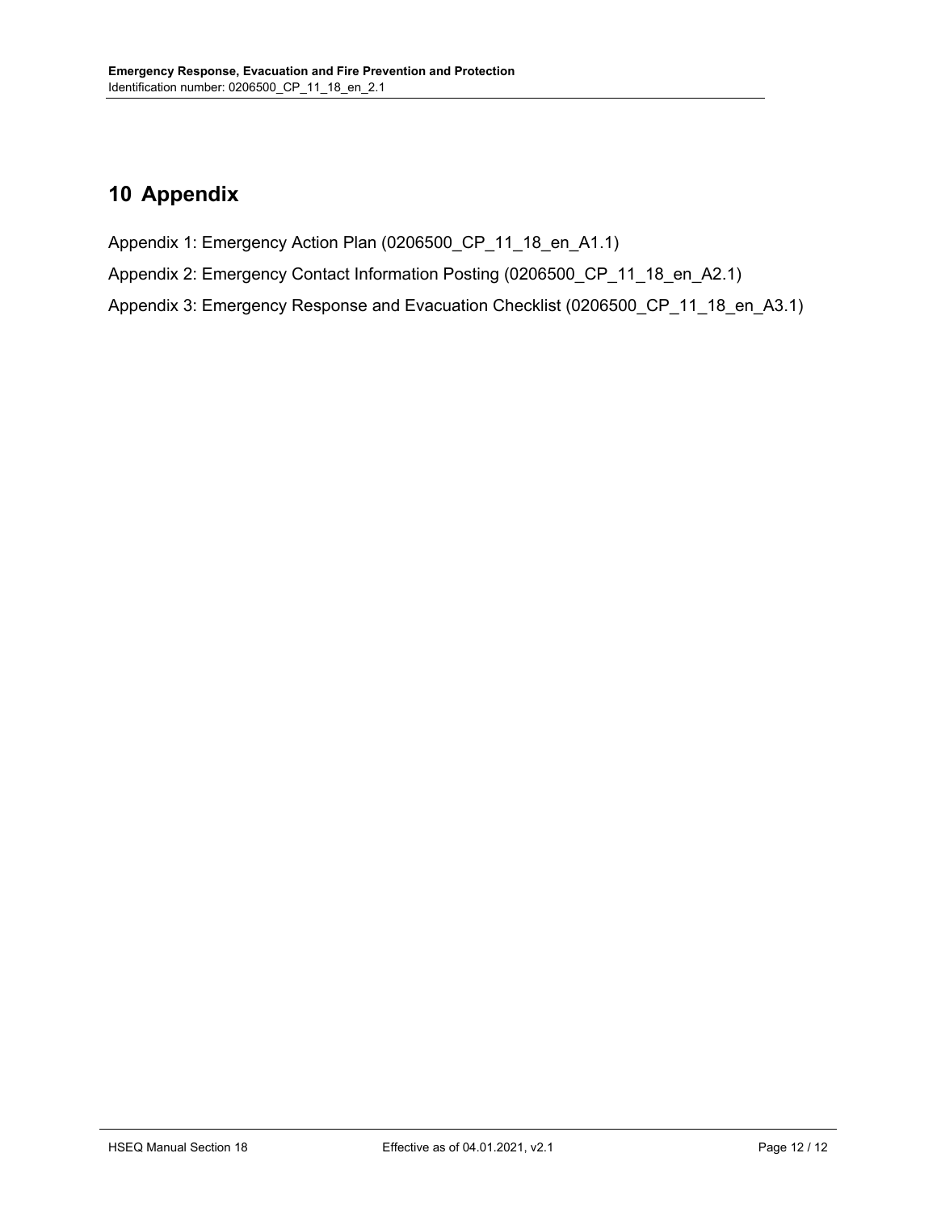# 10 Appendix

Appendix 1: Emergency Action Plan (0206500_CP_11_18_en_A1.1)

Appendix 2: Emergency Contact Information Posting (0206500_CP_11_18_en_A2.1)

Appendix 3: Emergency Response and Evacuation Checklist (0206500_CP_11_18_en_A3.1)